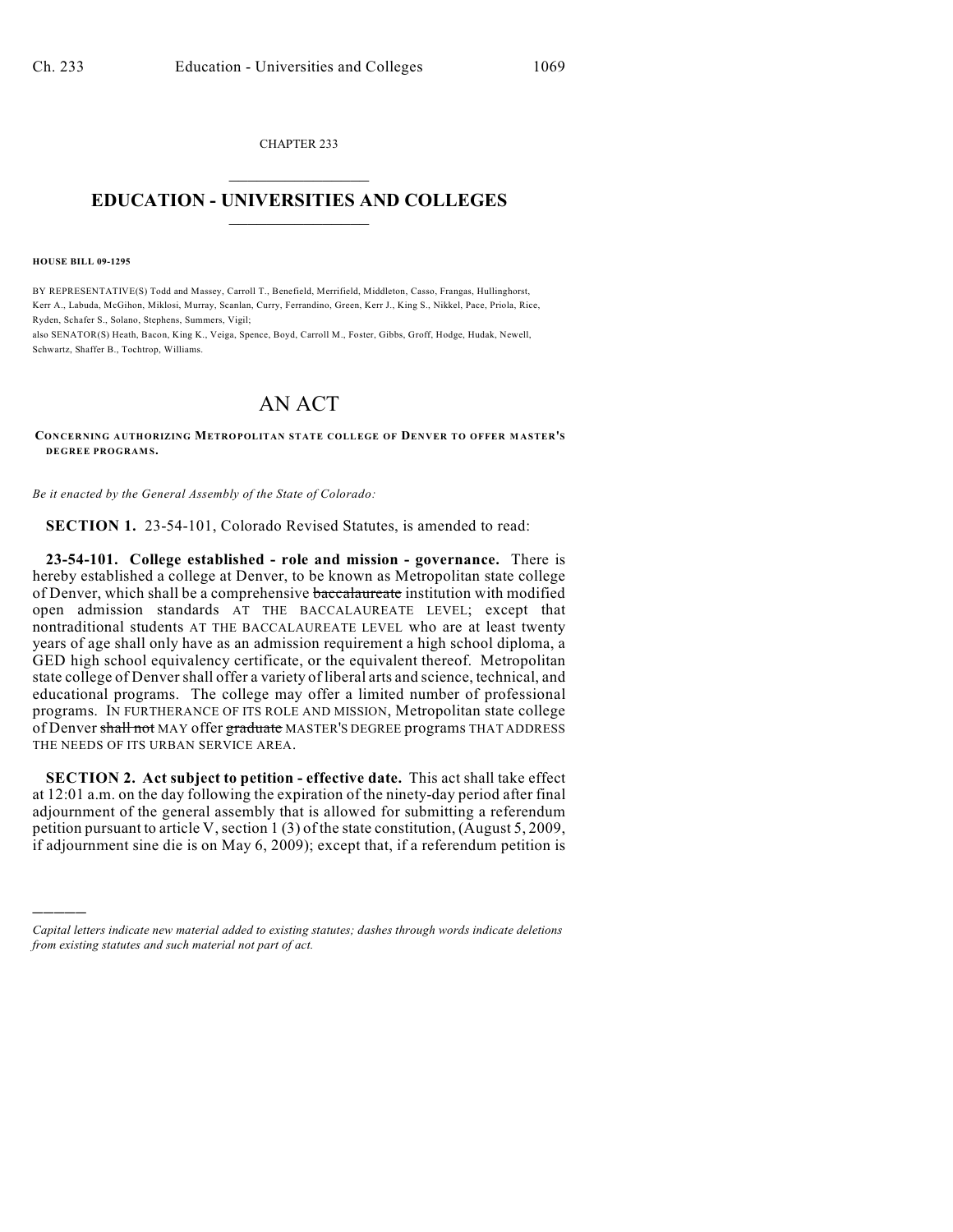CHAPTER 233

# EDUCATION - UNIVERSITIES AND COLLEGES

**HOUSE BILL 09-1295**

BY REPRESENTATIVE(S) Todd and Massey, Carroll T., Benefield, Merrifield, Middleton, Casso, Frangas, Hullinghorst, Kerr A., Labuda, McGihon, Miklosi, Murray, Scanlan, Curry, Ferrandino, Green, Kerr J., King S., Nikkel, Pace, Priola, Rice, Ryden, Schafer S., Solano, Stephens, Summers, Vigil;
also SENATOR(S) Heath, Bacon, King K., Veiga, Spence, Boyd, Carroll M., Foster, Gibbs, Groff, Hodge, Hudak, Newell, Schwartz, Shaffer B., Tochtrop, Williams.

# AN ACT

**CONCERNING AUTHORIZING METROPOLITAN STATE COLLEGE OF DENVER TO OFFER MASTER'S DEGREE PROGRAMS.**

*Be it enacted by the General Assembly of the State of Colorado:*

**SECTION 1.** 23-54-101, Colorado Revised Statutes, is amended to read:

**23-54-101. College established - role and mission - governance.** There is hereby established a college at Denver, to be known as Metropolitan state college of Denver, which shall be a comprehensive ~~baccalaureate~~ institution with modified open admission standards AT THE BACCALAUREATE LEVEL; except that nontraditional students AT THE BACCALAUREATE LEVEL who are at least twenty years of age shall only have as an admission requirement a high school diploma, a GED high school equivalency certificate, or the equivalent thereof. Metropolitan state college of Denver shall offer a variety of liberal arts and science, technical, and educational programs. The college may offer a limited number of professional programs. IN FURTHERANCE OF ITS ROLE AND MISSION, Metropolitan state college of Denver ~~shall not~~ MAY offer ~~graduate~~ MASTER'S DEGREE programs THAT ADDRESS THE NEEDS OF ITS URBAN SERVICE AREA.

**SECTION 2. Act subject to petition - effective date.** This act shall take effect at 12:01 a.m. on the day following the expiration of the ninety-day period after final adjournment of the general assembly that is allowed for submitting a referendum petition pursuant to article V, section 1 (3) of the state constitution, (August 5, 2009, if adjournment sine die is on May 6, 2009); except that, if a referendum petition is

---

*Capital letters indicate new material added to existing statutes; dashes through words indicate deletions from existing statutes and such material not part of act.*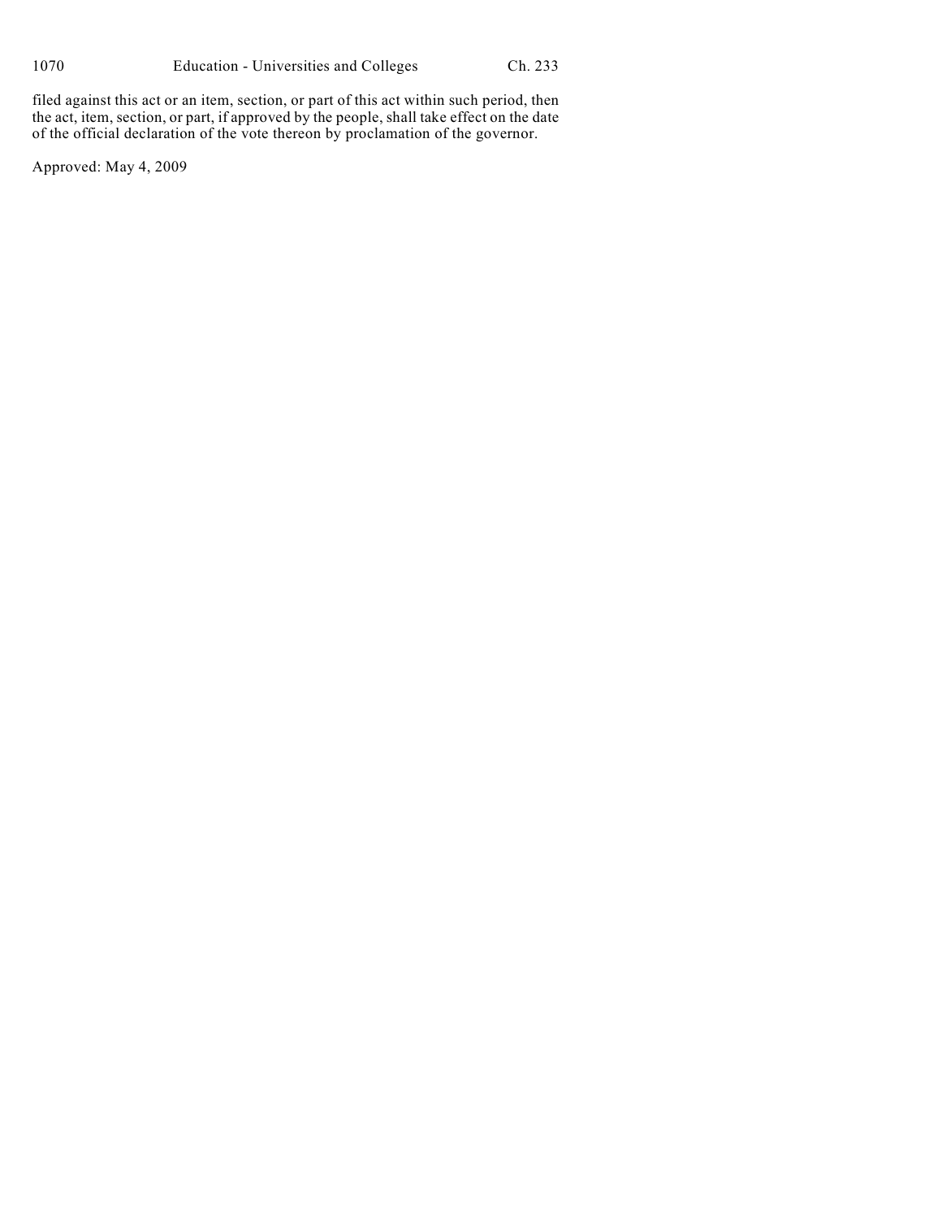filed against this act or an item, section, or part of this act within such period, then the act, item, section, or part, if approved by the people, shall take effect on the date of the official declaration of the vote thereon by proclamation of the governor.

Approved: May 4, 2009